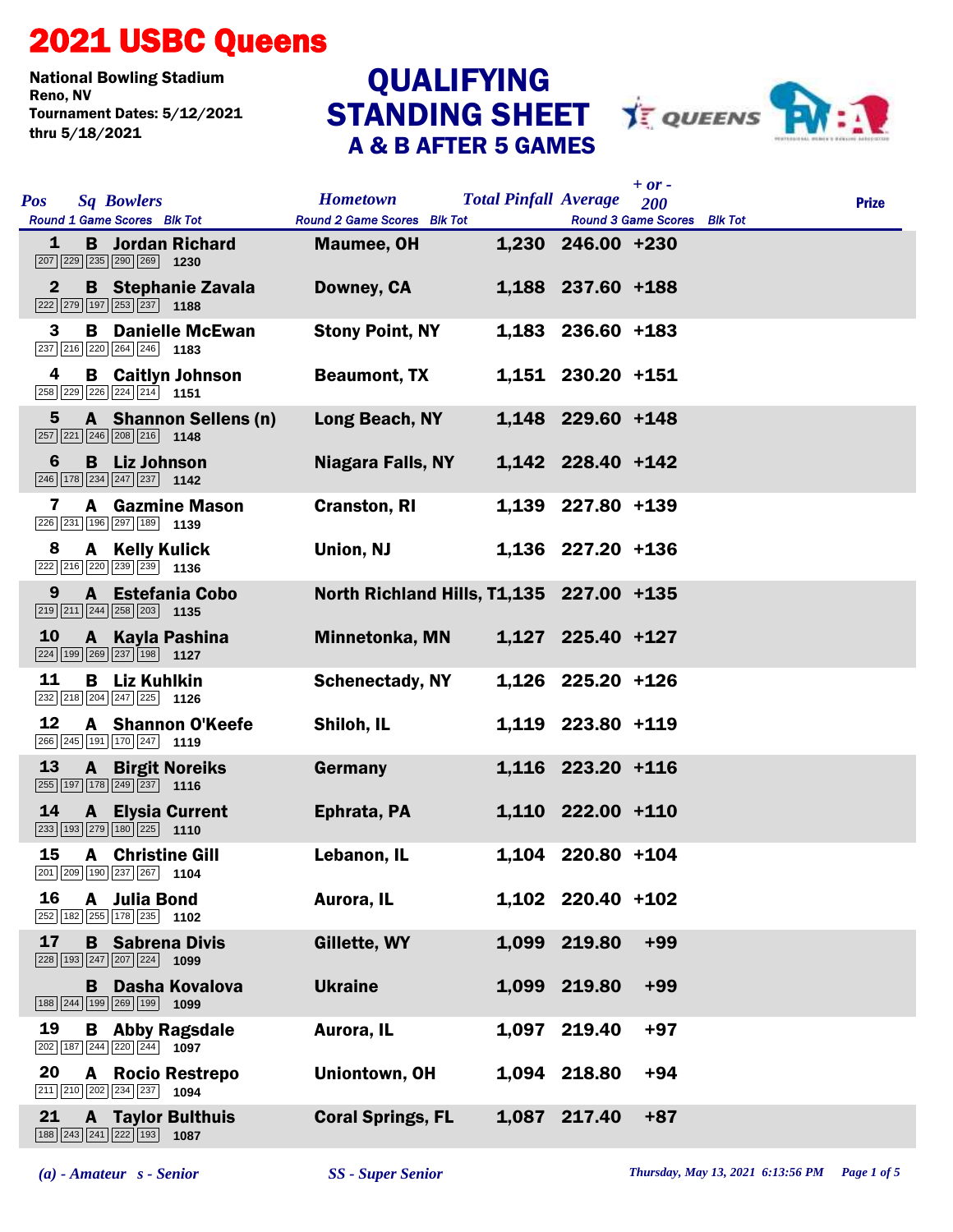# 2021 USBC Queens

National Bowling Stadium
Reno, NV
Tournament Dates: 5/12/2021
thru 5/18/2021

## QUALIFYING STANDING SHEET
### A & B AFTER 5 GAMES

| Pos | Sq | Bowlers | Round 1 Game Scores | Blk Tot | Hometown | Total Pinfall | Average | + or - 200 | Prize |
|---|---|---|---|---|---|---|---|---|---|
| 1 | B | Jordan Richard | 207 229 235 290 269 | 1230 | Maumee, OH | 1,230 | 246.00 | +230 | |
| 2 | B | Stephanie Zavala | 222 279 197 253 237 | 1188 | Downey, CA | 1,188 | 237.60 | +188 | |
| 3 | B | Danielle McEwan | 237 216 220 264 246 | 1183 | Stony Point, NY | 1,183 | 236.60 | +183 | |
| 4 | B | Caitlyn Johnson | 258 229 226 224 214 | 1151 | Beaumont, TX | 1,151 | 230.20 | +151 | |
| 5 | A | Shannon Sellens (n) | 257 221 246 208 216 | 1148 | Long Beach, NY | 1,148 | 229.60 | +148 | |
| 6 | B | Liz Johnson | 246 178 234 247 237 | 1142 | Niagara Falls, NY | 1,142 | 228.40 | +142 | |
| 7 | A | Gazmine Mason | 226 231 196 297 189 | 1139 | Cranston, RI | 1,139 | 227.80 | +139 | |
| 8 | A | Kelly Kulick | 222 216 220 239 239 | 1136 | Union, NJ | 1,136 | 227.20 | +136 | |
| 9 | A | Estefania Cobo | 219 211 244 258 203 | 1135 | North Richland Hills, T | 1,135 | 227.00 | +135 | |
| 10 | A | Kayla Pashina | 224 199 269 237 198 | 1127 | Minnetonka, MN | 1,127 | 225.40 | +127 | |
| 11 | B | Liz Kuhlkin | 232 218 204 247 225 | 1126 | Schenectady, NY | 1,126 | 225.20 | +126 | |
| 12 | A | Shannon O'Keefe | 266 245 191 170 247 | 1119 | Shiloh, IL | 1,119 | 223.80 | +119 | |
| 13 | A | Birgit Noreiks | 255 197 178 249 237 | 1116 | Germany | 1,116 | 223.20 | +116 | |
| 14 | A | Elysia Current | 233 193 279 180 225 | 1110 | Ephrata, PA | 1,110 | 222.00 | +110 | |
| 15 | A | Christine Gill | 201 209 190 237 267 | 1104 | Lebanon, IL | 1,104 | 220.80 | +104 | |
| 16 | A | Julia Bond | 252 182 255 178 235 | 1102 | Aurora, IL | 1,102 | 220.40 | +102 | |
| 17 | B | Sabrena Divis | 228 193 247 207 224 | 1099 | Gillette, WY | 1,099 | 219.80 | +99 | |
| | B | Dasha Kovalova | 188 244 199 269 199 | 1099 | Ukraine | 1,099 | 219.80 | +99 | |
| 19 | B | Abby Ragsdale | 202 187 244 220 244 | 1097 | Aurora, IL | 1,097 | 219.40 | +97 | |
| 20 | A | Rocio Restrepo | 211 210 202 234 237 | 1094 | Uniontown, OH | 1,094 | 218.80 | +94 | |
| 21 | A | Taylor Bulthuis | 188 243 241 222 193 | 1087 | Coral Springs, FL | 1,087 | 217.40 | +87 | |

*(a) - Amateur s - Senior* *SS - Super Senior*

*Thursday, May 13, 2021 6:13:56 PM*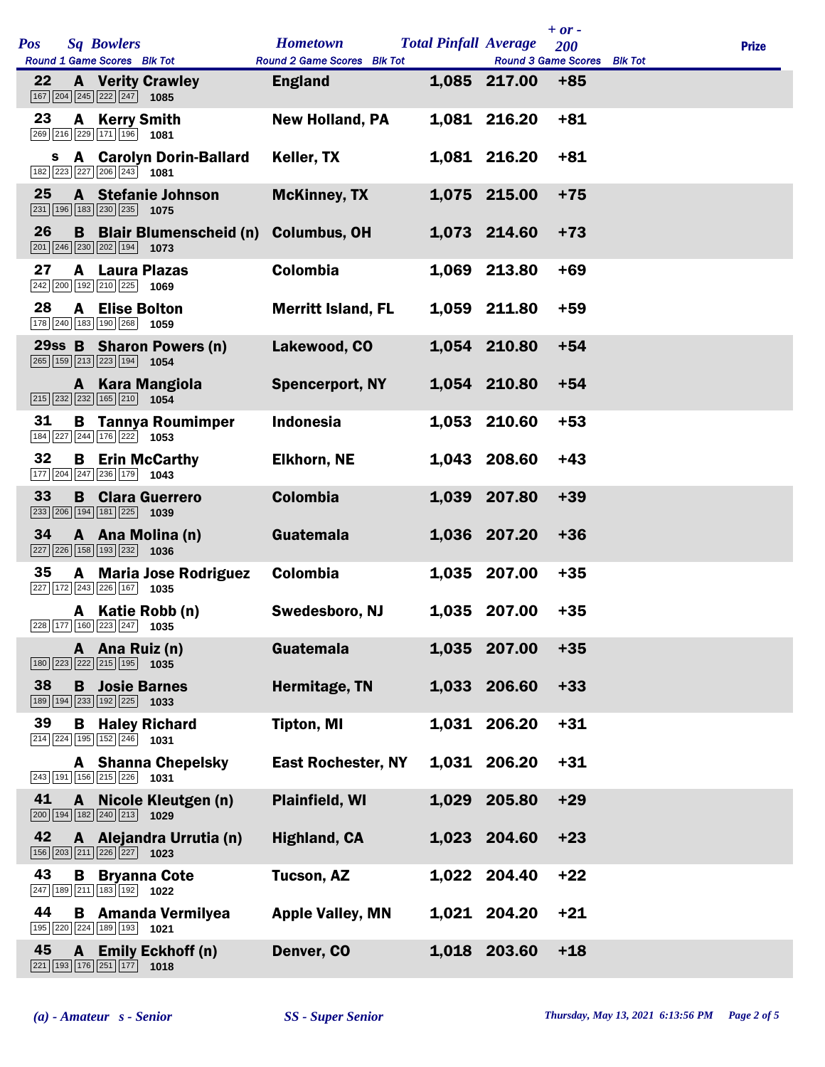| Pos | Sq | Bowlers | Hometown | Total Pinfall | Average | + or - 200 | Prize |
|---|---|---|---|---|---|---|---|
| Round 1 Game Scores Blk Tot | | | Round 2 Game Scores Blk Tot | | Round 3 Game Scores | Blk Tot | |
| 22 | A | Verity Crawley | England | 1,085 | 217.00 | +85 | |
| 167 204 245 222 247 1085 | | | | | | | |
| 23 | A | Kerry Smith | New Holland, PA | 1,081 | 216.20 | +81 | |
| 269 216 229 171 196 1081 | | | | | | | |
| s | A | Carolyn Dorin-Ballard | Keller, TX | 1,081 | 216.20 | +81 | |
| 182 223 227 206 243 1081 | | | | | | | |
| 25 | A | Stefanie Johnson | McKinney, TX | 1,075 | 215.00 | +75 | |
| 231 196 183 230 235 1075 | | | | | | | |
| 26 | B | Blair Blumenscheid (n) | Columbus, OH | 1,073 | 214.60 | +73 | |
| 201 246 230 202 194 1073 | | | | | | | |
| 27 | A | Laura Plazas | Colombia | 1,069 | 213.80 | +69 | |
| 242 200 192 210 225 1069 | | | | | | | |
| 28 | A | Elise Bolton | Merritt Island, FL | 1,059 | 211.80 | +59 | |
| 178 240 183 190 268 1059 | | | | | | | |
| 29ss | B | Sharon Powers (n) | Lakewood, CO | 1,054 | 210.80 | +54 | |
| 265 159 213 223 194 1054 | | | | | | | |
| | A | Kara Mangiola | Spencerport, NY | 1,054 | 210.80 | +54 | |
| 215 232 232 165 210 1054 | | | | | | | |
| 31 | B | Tannya Roumimper | Indonesia | 1,053 | 210.60 | +53 | |
| 184 227 244 176 222 1053 | | | | | | | |
| 32 | B | Erin McCarthy | Elkhorn, NE | 1,043 | 208.60 | +43 | |
| 177 204 247 236 179 1043 | | | | | | | |
| 33 | B | Clara Guerrero | Colombia | 1,039 | 207.80 | +39 | |
| 233 206 194 181 225 1039 | | | | | | | |
| 34 | A | Ana Molina (n) | Guatemala | 1,036 | 207.20 | +36 | |
| 227 226 158 193 232 1036 | | | | | | | |
| 35 | A | Maria Jose Rodriguez | Colombia | 1,035 | 207.00 | +35 | |
| 227 172 243 226 167 1035 | | | | | | | |
| | A | Katie Robb (n) | Swedesboro, NJ | 1,035 | 207.00 | +35 | |
| 228 177 160 223 247 1035 | | | | | | | |
| | A | Ana Ruiz (n) | Guatemala | 1,035 | 207.00 | +35 | |
| 180 223 222 215 195 1035 | | | | | | | |
| 38 | B | Josie Barnes | Hermitage, TN | 1,033 | 206.60 | +33 | |
| 189 194 233 192 225 1033 | | | | | | | |
| 39 | B | Haley Richard | Tipton, MI | 1,031 | 206.20 | +31 | |
| 214 224 195 152 246 1031 | | | | | | | |
| | A | Shanna Chepelsky | East Rochester, NY | 1,031 | 206.20 | +31 | |
| 243 191 156 215 226 1031 | | | | | | | |
| 41 | A | Nicole Kleutgen (n) | Plainfield, WI | 1,029 | 205.80 | +29 | |
| 200 194 182 240 213 1029 | | | | | | | |
| 42 | A | Alejandra Urrutia (n) | Highland, CA | 1,023 | 204.60 | +23 | |
| 156 203 211 226 227 1023 | | | | | | | |
| 43 | B | Bryanna Cote | Tucson, AZ | 1,022 | 204.40 | +22 | |
| 247 189 211 183 192 1022 | | | | | | | |
| 44 | B | Amanda Vermilyea | Apple Valley, MN | 1,021 | 204.20 | +21 | |
| 195 220 224 189 193 1021 | | | | | | | |
| 45 | A | Emily Eckhoff (n) | Denver, CO | 1,018 | 203.60 | +18 | |
| 221 193 176 251 177 1018 | | | | | | | |

*(a) - Amateur   s - Senior*   *SS - Super Senior*   *Thursday, May 13, 2021 6:13:56 PM*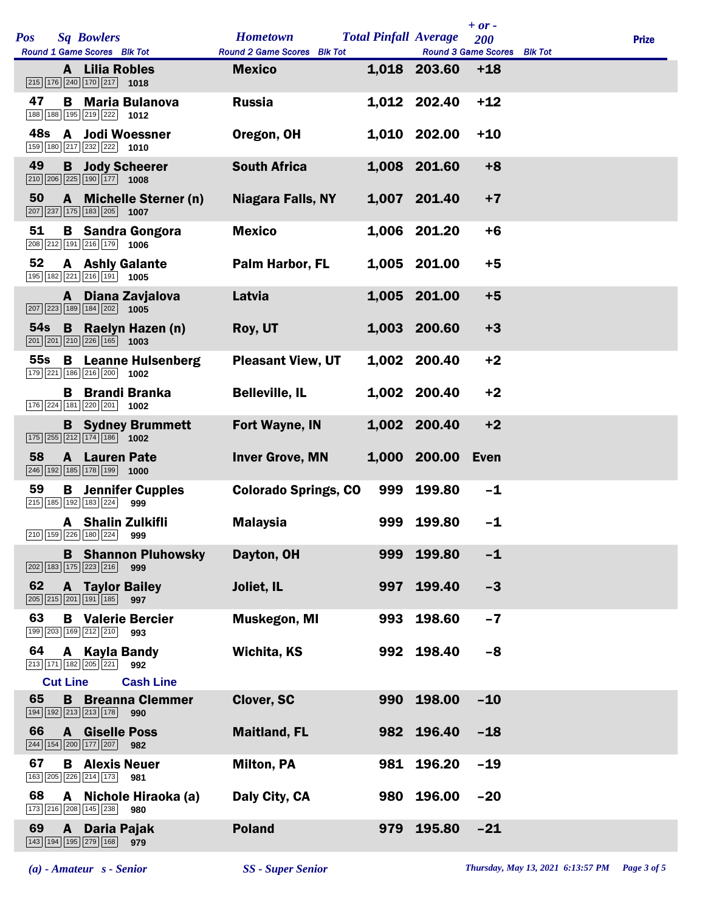| Pos | Sq | Bowlers | Hometown | Total Pinfall | Average | + or - 200 | Prize |
|---|---|---|---|---|---|---|---|
| Round 1 Game Scores | Blk Tot | | Round 2 Game Scores | Blk Tot | Round 3 Game Scores | Blk Tot | |
| | A | Lilia Robles | Mexico | 1,018 | 203.60 | +18 | |
| 215 176 240 170 217 | 1018 | | | | | | |
| 47 | B | Maria Bulanova | Russia | 1,012 | 202.40 | +12 | |
| 188 188 195 219 222 | 1012 | | | | | | |
| 48s | A | Jodi Woessner | Oregon, OH | 1,010 | 202.00 | +10 | |
| 159 180 217 232 222 | 1010 | | | | | | |
| 49 | B | Jody Scheerer | South Africa | 1,008 | 201.60 | +8 | |
| 210 206 225 190 177 | 1008 | | | | | | |
| 50 | A | Michelle Sterner (n) | Niagara Falls, NY | 1,007 | 201.40 | +7 | |
| 207 237 175 183 205 | 1007 | | | | | | |
| 51 | B | Sandra Gongora | Mexico | 1,006 | 201.20 | +6 | |
| 208 212 191 216 179 | 1006 | | | | | | |
| 52 | A | Ashly Galante | Palm Harbor, FL | 1,005 | 201.00 | +5 | |
| 195 182 221 216 191 | 1005 | | | | | | |
| | A | Diana Zavjalova | Latvia | 1,005 | 201.00 | +5 | |
| 207 223 189 184 202 | 1005 | | | | | | |
| 54s | B | Raelyn Hazen (n) | Roy, UT | 1,003 | 200.60 | +3 | |
| 201 201 210 226 165 | 1003 | | | | | | |
| 55s | B | Leanne Hulsenberg | Pleasant View, UT | 1,002 | 200.40 | +2 | |
| 179 221 186 216 200 | 1002 | | | | | | |
| | B | Brandi Branka | Belleville, IL | 1,002 | 200.40 | +2 | |
| 176 224 181 220 201 | 1002 | | | | | | |
| | B | Sydney Brummett | Fort Wayne, IN | 1,002 | 200.40 | +2 | |
| 175 255 212 174 186 | 1002 | | | | | | |
| 58 | A | Lauren Pate | Inver Grove, MN | 1,000 | 200.00 | Even | |
| 246 192 185 178 199 | 1000 | | | | | | |
| 59 | B | Jennifer Cupples | Colorado Springs, CO | 999 | 199.80 | -1 | |
| 215 185 192 183 224 | 999 | | | | | | |
| | A | Shalin Zulkifli | Malaysia | 999 | 199.80 | -1 | |
| 210 159 226 180 224 | 999 | | | | | | |
| | B | Shannon Pluhowsky | Dayton, OH | 999 | 199.80 | -1 | |
| 202 183 175 223 216 | 999 | | | | | | |
| 62 | A | Taylor Bailey | Joliet, IL | 997 | 199.40 | -3 | |
| 205 215 201 191 185 | 997 | | | | | | |
| 63 | B | Valerie Bercier | Muskegon, MI | 993 | 198.60 | -7 | |
| 199 203 169 212 210 | 993 | | | | | | |
| 64 | A | Kayla Bandy | Wichita, KS | 992 | 198.40 | -8 | |
| 213 171 182 205 221 | 992 | | | | | | |
| **Cut Line** | | **Cash Line** | | | | | |
| 65 | B | Breanna Clemmer | Clover, SC | 990 | 198.00 | -10 | |
| 194 192 213 213 178 | 990 | | | | | | |
| 66 | A | Giselle Poss | Maitland, FL | 982 | 196.40 | -18 | |
| 244 154 200 177 207 | 982 | | | | | | |
| 67 | B | Alexis Neuer | Milton, PA | 981 | 196.20 | -19 | |
| 163 205 226 214 173 | 981 | | | | | | |
| 68 | A | Nichole Hiraoka (a) | Daly City, CA | 980 | 196.00 | -20 | |
| 173 216 208 145 238 | 980 | | | | | | |
| 69 | A | Daria Pajak | Poland | 979 | 195.80 | -21 | |
| 143 194 195 279 168 | 979 | | | | | | |

*(a) - Amateur   s - Senior*   *SS - Super Senior*   *Thursday, May 13, 2021 6:13:57 PM*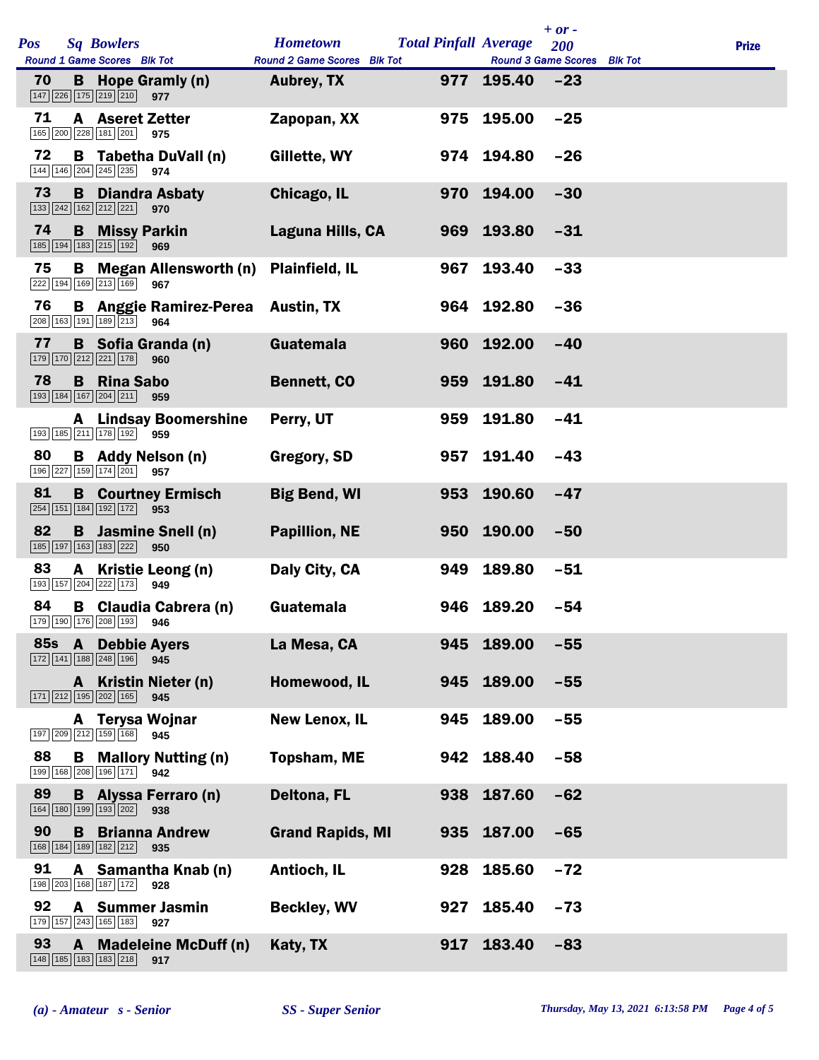| Pos | Sq | Bowlers | Hometown | Total Pinfall | Average | + or - 200 | Prize |
|---|---|---|---|---|---|---|---|
| | | Round 1 Game Scores / Blk Tot | Round 2 Game Scores / Blk Tot | | | Round 3 Game Scores / Blk Tot | |
| 70 | B | Hope Gramly (n) | Aubrey, TX | 977 | 195.40 | -23 | |
| | | 147 226 175 219 210 / 977 | | | | | |
| 71 | A | Aseret Zetter | Zapopan, XX | 975 | 195.00 | -25 | |
| | | 165 200 228 181 201 / 975 | | | | | |
| 72 | B | Tabetha DuVall (n) | Gillette, WY | 974 | 194.80 | -26 | |
| | | 144 146 204 245 235 / 974 | | | | | |
| 73 | B | Diandra Asbaty | Chicago, IL | 970 | 194.00 | -30 | |
| | | 133 242 162 212 221 / 970 | | | | | |
| 74 | B | Missy Parkin | Laguna Hills, CA | 969 | 193.80 | -31 | |
| | | 185 194 183 215 192 / 969 | | | | | |
| 75 | B | Megan Allensworth (n) | Plainfield, IL | 967 | 193.40 | -33 | |
| | | 222 194 169 213 169 / 967 | | | | | |
| 76 | B | Anggie Ramirez-Perea | Austin, TX | 964 | 192.80 | -36 | |
| | | 208 163 191 189 213 / 964 | | | | | |
| 77 | B | Sofia Granda (n) | Guatemala | 960 | 192.00 | -40 | |
| | | 179 170 212 221 178 / 960 | | | | | |
| 78 | B | Rina Sabo | Bennett, CO | 959 | 191.80 | -41 | |
| | | 193 184 167 204 211 / 959 | | | | | |
| | A | Lindsay Boomershine | Perry, UT | 959 | 191.80 | -41 | |
| | | 193 185 211 178 192 / 959 | | | | | |
| 80 | B | Addy Nelson (n) | Gregory, SD | 957 | 191.40 | -43 | |
| | | 196 227 159 174 201 / 957 | | | | | |
| 81 | B | Courtney Ermisch | Big Bend, WI | 953 | 190.60 | -47 | |
| | | 254 151 184 192 172 / 953 | | | | | |
| 82 | B | Jasmine Snell (n) | Papillion, NE | 950 | 190.00 | -50 | |
| | | 185 197 163 183 222 / 950 | | | | | |
| 83 | A | Kristie Leong (n) | Daly City, CA | 949 | 189.80 | -51 | |
| | | 193 157 204 222 173 / 949 | | | | | |
| 84 | B | Claudia Cabrera (n) | Guatemala | 946 | 189.20 | -54 | |
| | | 179 190 176 208 193 / 946 | | | | | |
| 85s | A | Debbie Ayers | La Mesa, CA | 945 | 189.00 | -55 | |
| | | 172 141 188 248 196 / 945 | | | | | |
| | A | Kristin Nieter (n) | Homewood, IL | 945 | 189.00 | -55 | |
| | | 171 212 195 202 165 / 945 | | | | | |
| | A | Terysa Wojnar | New Lenox, IL | 945 | 189.00 | -55 | |
| | | 197 209 212 159 168 / 945 | | | | | |
| 88 | B | Mallory Nutting (n) | Topsham, ME | 942 | 188.40 | -58 | |
| | | 199 168 208 196 171 / 942 | | | | | |
| 89 | B | Alyssa Ferraro (n) | Deltona, FL | 938 | 187.60 | -62 | |
| | | 164 180 199 193 202 / 938 | | | | | |
| 90 | B | Brianna Andrew | Grand Rapids, MI | 935 | 187.00 | -65 | |
| | | 168 184 189 182 212 / 935 | | | | | |
| 91 | A | Samantha Knab (n) | Antioch, IL | 928 | 185.60 | -72 | |
| | | 198 203 168 187 172 / 928 | | | | | |
| 92 | A | Summer Jasmin | Beckley, WV | 927 | 185.40 | -73 | |
| | | 179 157 243 165 183 / 927 | | | | | |
| 93 | A | Madeleine McDuff (n) | Katy, TX | 917 | 183.40 | -83 | |
| | | 148 185 183 183 218 / 917 | | | | | |

*(a) - Amateur s - Senior* *SS - Super Senior* *Thursday, May 13, 2021 6:13:58 PM*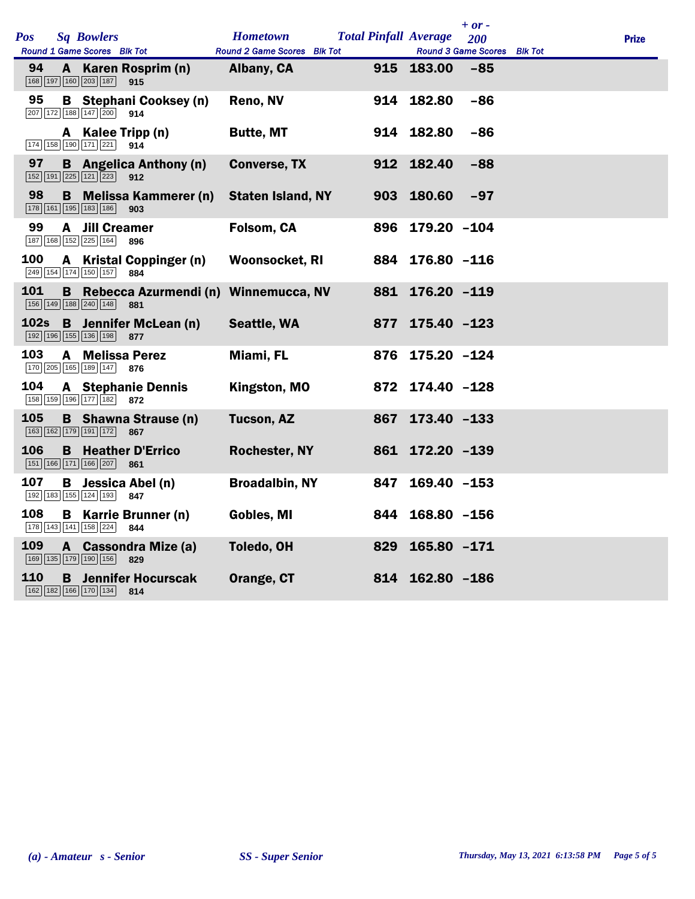| Pos | Sq | Bowlers | Hometown | Total Pinfall | Average | + or - 200 | Prize |
|---|---|---|---|---|---|---|---|
| Round 1 Game Scores Blk Tot | | | Round 2 Game Scores Blk Tot | | Round 3 Game Scores Blk Tot | | |
| 94 | A | Karen Rosprim (n) | Albany, CA | 915 | 183.00 | -85 | |
| 168 197 160 203 187 915 | | | | | | | |
| 95 | B | Stephani Cooksey (n) | Reno, NV | 914 | 182.80 | -86 | |
| 207 172 188 147 200 914 | | | | | | | |
| | A | Kalee Tripp (n) | Butte, MT | 914 | 182.80 | -86 | |
| 174 158 190 171 221 914 | | | | | | | |
| 97 | B | Angelica Anthony (n) | Converse, TX | 912 | 182.40 | -88 | |
| 152 191 225 121 223 912 | | | | | | | |
| 98 | B | Melissa Kammerer (n) | Staten Island, NY | 903 | 180.60 | -97 | |
| 178 161 195 183 186 903 | | | | | | | |
| 99 | A | Jill Creamer | Folsom, CA | 896 | 179.20 | -104 | |
| 187 168 152 225 164 896 | | | | | | | |
| 100 | A | Kristal Coppinger (n) | Woonsocket, RI | 884 | 176.80 | -116 | |
| 249 154 174 150 157 884 | | | | | | | |
| 101 | B | Rebecca Azurmendi (n) | Winnemucca, NV | 881 | 176.20 | -119 | |
| 156 149 188 240 148 881 | | | | | | | |
| 102s | B | Jennifer McLean (n) | Seattle, WA | 877 | 175.40 | -123 | |
| 192 196 155 136 198 877 | | | | | | | |
| 103 | A | Melissa Perez | Miami, FL | 876 | 175.20 | -124 | |
| 170 205 165 189 147 876 | | | | | | | |
| 104 | A | Stephanie Dennis | Kingston, MO | 872 | 174.40 | -128 | |
| 158 159 196 177 182 872 | | | | | | | |
| 105 | B | Shawna Strause (n) | Tucson, AZ | 867 | 173.40 | -133 | |
| 163 162 179 191 172 867 | | | | | | | |
| 106 | B | Heather D'Errico | Rochester, NY | 861 | 172.20 | -139 | |
| 151 166 171 166 207 861 | | | | | | | |
| 107 | B | Jessica Abel (n) | Broadalbin, NY | 847 | 169.40 | -153 | |
| 192 183 155 124 193 847 | | | | | | | |
| 108 | B | Karrie Brunner (n) | Gobles, MI | 844 | 168.80 | -156 | |
| 178 143 141 158 224 844 | | | | | | | |
| 109 | A | Cassondra Mize (a) | Toledo, OH | 829 | 165.80 | -171 | |
| 169 135 179 190 156 829 | | | | | | | |
| 110 | B | Jennifer Hocurscak | Orange, CT | 814 | 162.80 | -186 | |
| 162 182 166 170 134 814 | | | | | | | |

*(a) - Amateur s - Senior* *SS - Super Senior*

*Thursday, May 13, 2021 6:13:58 PM*